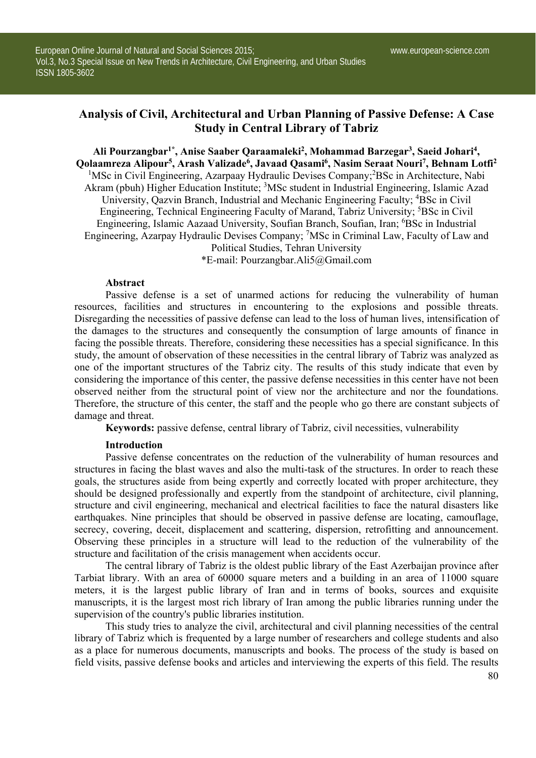# Analysis of Civil, Architectural and Urban Planning of Passive Defense: A Case Study in Central Library of Tabriz

**Ali Pourzangbar[1*], Anise Saaber Qaraamaleki[2], Mohammad Barzegar[3], Saeid Johari[4], Qolaamreza Alipour[5], Arash Valizade[6], Javaad Qasami[6], Nasim Seraat Nouri[7], Behnam Lotfi[2]**

[1]MSc in Civil Engineering, Azarpaay Hydraulic Devises Company; [2]BSc in Architecture, Nabi Akram (pbuh) Higher Education Institute; [3]MSc student in Industrial Engineering, Islamic Azad University, Qazvin Branch, Industrial and Mechanic Engineering Faculty; [4]BSc in Civil Engineering, Technical Engineering Faculty of Marand, Tabriz University; [5]BSc in Civil Engineering, Islamic Aazaad University, Soufian Branch, Soufian, Iran; [6]BSc in Industrial Engineering, Azarpay Hydraulic Devises Company; [7]MSc in Criminal Law, Faculty of Law and Political Studies, Tehran University

*E-mail: Pourzangbar.Ali5@Gmail.com

## Abstract

Passive defense is a set of unarmed actions for reducing the vulnerability of human resources, facilities and structures in encountering to the explosions and possible threats. Disregarding the necessities of passive defense can lead to the loss of human lives, intensification of the damages to the structures and consequently the consumption of large amounts of finance in facing the possible threats. Therefore, considering these necessities has a special significance. In this study, the amount of observation of these necessities in the central library of Tabriz was analyzed as one of the important structures of the Tabriz city. The results of this study indicate that even by considering the importance of this center, the passive defense necessities in this center have not been observed neither from the structural point of view nor the architecture and nor the foundations. Therefore, the structure of this center, the staff and the people who go there are constant subjects of damage and threat.

**Keywords:** passive defense, central library of Tabriz, civil necessities, vulnerability

## Introduction

Passive defense concentrates on the reduction of the vulnerability of human resources and structures in facing the blast waves and also the multi-task of the structures. In order to reach these goals, the structures aside from being expertly and correctly located with proper architecture, they should be designed professionally and expertly from the standpoint of architecture, civil planning, structure and civil engineering, mechanical and electrical facilities to face the natural disasters like earthquakes. Nine principles that should be observed in passive defense are locating, camouflage, secrecy, covering, deceit, displacement and scattering, dispersion, retrofitting and announcement. Observing these principles in a structure will lead to the reduction of the vulnerability of the structure and facilitation of the crisis management when accidents occur.

The central library of Tabriz is the oldest public library of the East Azerbaijan province after Tarbiat library. With an area of 60000 square meters and a building in an area of 11000 square meters, it is the largest public library of Iran and in terms of books, sources and exquisite manuscripts, it is the largest most rich library of Iran among the public libraries running under the supervision of the country's public libraries institution.

This study tries to analyze the civil, architectural and civil planning necessities of the central library of Tabriz which is frequented by a large number of researchers and college students and also as a place for numerous documents, manuscripts and books. The process of the study is based on field visits, passive defense books and articles and interviewing the experts of this field. The results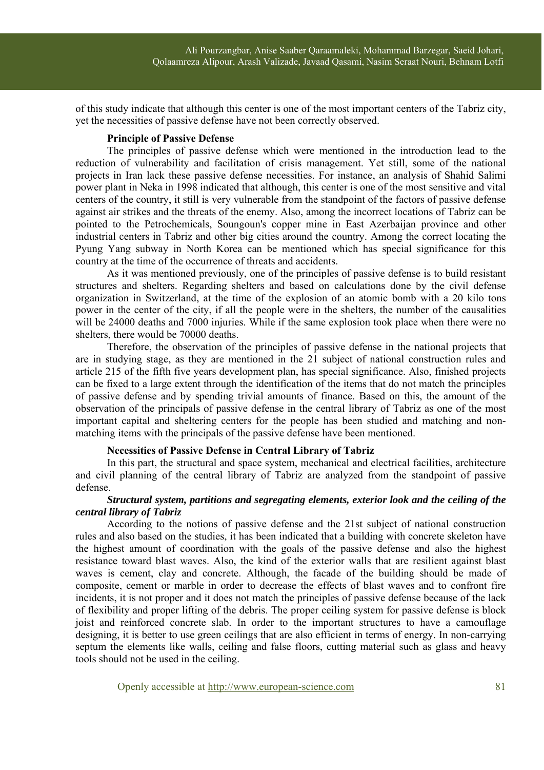of this study indicate that although this center is one of the most important centers of the Tabriz city, yet the necessities of passive defense have not been correctly observed.

### Principle of Passive Defense

The principles of passive defense which were mentioned in the introduction lead to the reduction of vulnerability and facilitation of crisis management. Yet still, some of the national projects in Iran lack these passive defense necessities. For instance, an analysis of Shahid Salimi power plant in Neka in 1998 indicated that although, this center is one of the most sensitive and vital centers of the country, it still is very vulnerable from the standpoint of the factors of passive defense against air strikes and the threats of the enemy. Also, among the incorrect locations of Tabriz can be pointed to the Petrochemicals, Soungoun's copper mine in East Azerbaijan province and other industrial centers in Tabriz and other big cities around the country. Among the correct locating the Pyung Yang subway in North Korea can be mentioned which has special significance for this country at the time of the occurrence of threats and accidents.

As it was mentioned previously, one of the principles of passive defense is to build resistant structures and shelters. Regarding shelters and based on calculations done by the civil defense organization in Switzerland, at the time of the explosion of an atomic bomb with a 20 kilo tons power in the center of the city, if all the people were in the shelters, the number of the causalities will be 24000 deaths and 7000 injuries. While if the same explosion took place when there were no shelters, there would be 70000 deaths.

Therefore, the observation of the principles of passive defense in the national projects that are in studying stage, as they are mentioned in the 21 subject of national construction rules and article 215 of the fifth five years development plan, has special significance. Also, finished projects can be fixed to a large extent through the identification of the items that do not match the principles of passive defense and by spending trivial amounts of finance. Based on this, the amount of the observation of the principals of passive defense in the central library of Tabriz as one of the most important capital and sheltering centers for the people has been studied and matching and non-matching items with the principals of the passive defense have been mentioned.

### Necessities of Passive Defense in Central Library of Tabriz

In this part, the structural and space system, mechanical and electrical facilities, architecture and civil planning of the central library of Tabriz are analyzed from the standpoint of passive defense.

#### *Structural system, partitions and segregating elements, exterior look and the ceiling of the central library of Tabriz*

According to the notions of passive defense and the 21st subject of national construction rules and also based on the studies, it has been indicated that a building with concrete skeleton have the highest amount of coordination with the goals of the passive defense and also the highest resistance toward blast waves. Also, the kind of the exterior walls that are resilient against blast waves is cement, clay and concrete. Although, the facade of the building should be made of composite, cement or marble in order to decrease the effects of blast waves and to confront fire incidents, it is not proper and it does not match the principles of passive defense because of the lack of flexibility and proper lifting of the debris. The proper ceiling system for passive defense is block joist and reinforced concrete slab. In order to the important structures to have a camouflage designing, it is better to use green ceilings that are also efficient in terms of energy. In non-carrying septum the elements like walls, ceiling and false floors, cutting material such as glass and heavy tools should not be used in the ceiling.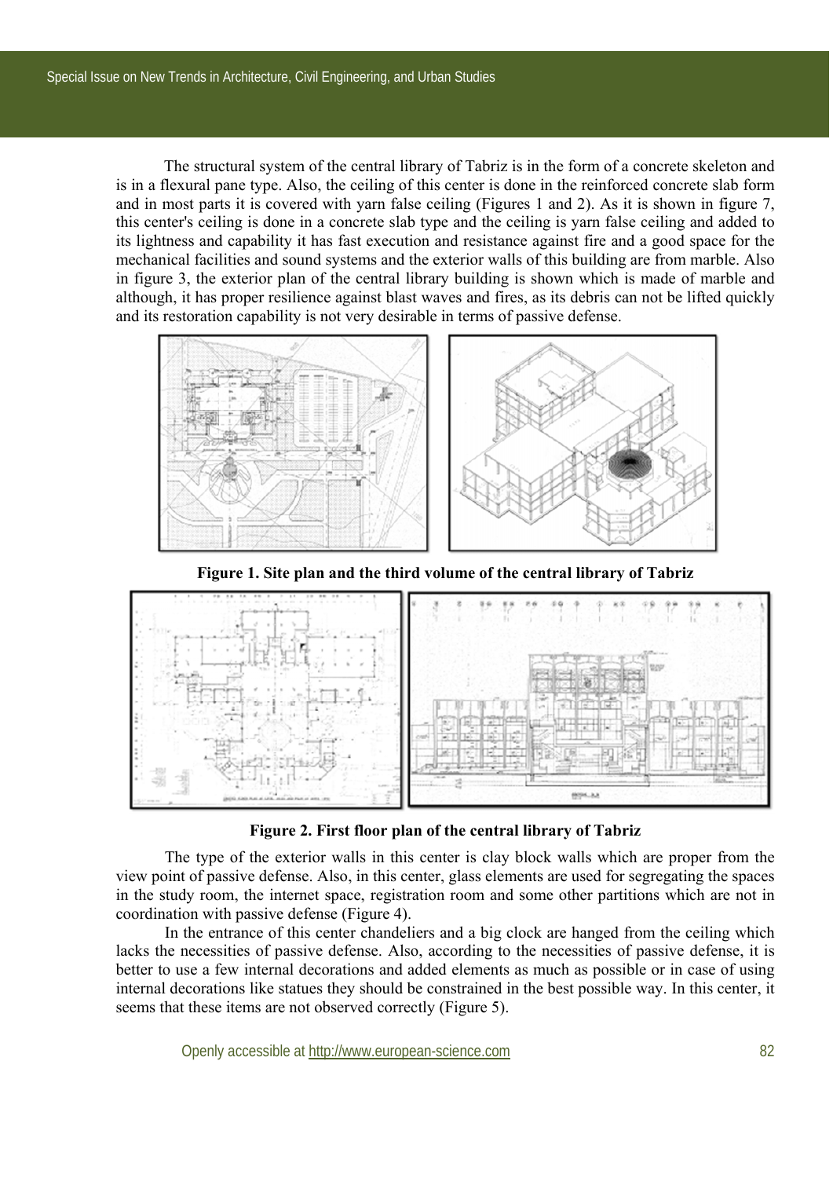The structural system of the central library of Tabriz is in the form of a concrete skeleton and is in a flexural pane type. Also, the ceiling of this center is done in the reinforced concrete slab form and in most parts it is covered with yarn false ceiling (Figures 1 and 2). As it is shown in figure 7, this center's ceiling is done in a concrete slab type and the ceiling is yarn false ceiling and added to its lightness and capability it has fast execution and resistance against fire and a good space for the mechanical facilities and sound systems and the exterior walls of this building are from marble. Also in figure 3, the exterior plan of the central library building is shown which is made of marble and although, it has proper resilience against blast waves and fires, as its debris can not be lifted quickly and its restoration capability is not very desirable in terms of passive defense.

**Figure 1. Site plan and the third volume of the central library of Tabriz**

**Figure 2. First floor plan of the central library of Tabriz**

The type of the exterior walls in this center is clay block walls which are proper from the view point of passive defense. Also, in this center, glass elements are used for segregating the spaces in the study room, the internet space, registration room and some other partitions which are not in coordination with passive defense (Figure 4).

In the entrance of this center chandeliers and a big clock are hanged from the ceiling which lacks the necessities of passive defense. Also, according to the necessities of passive defense, it is better to use a few internal decorations and added elements as much as possible or in case of using internal decorations like statues they should be constrained in the best possible way. In this center, it seems that these items are not observed correctly (Figure 5).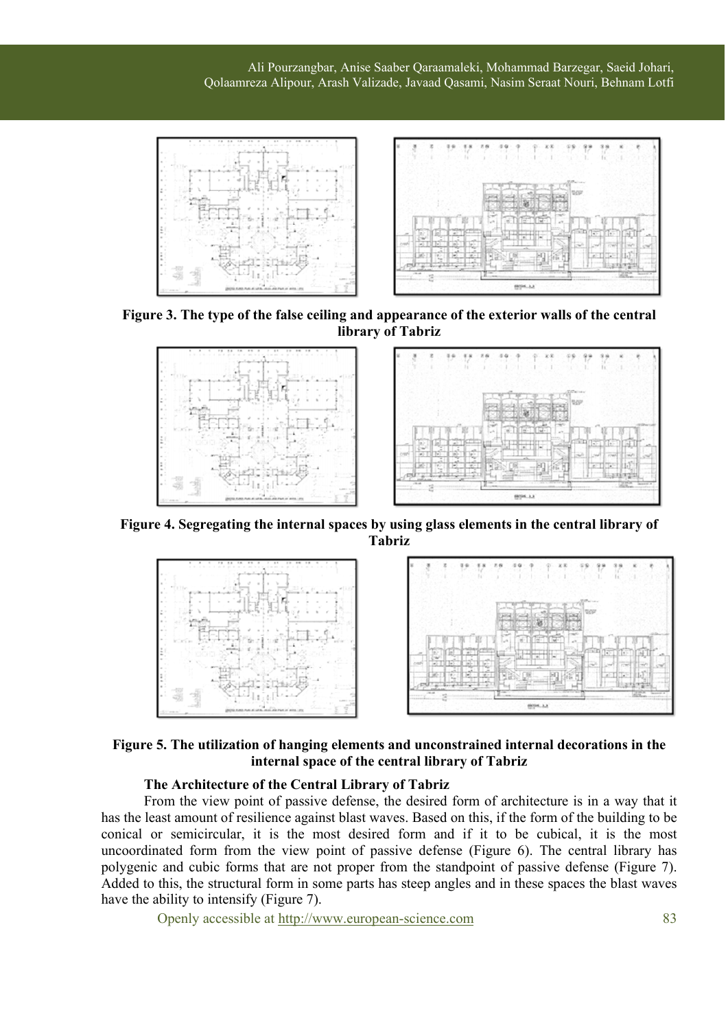**Figure 3. The type of the false ceiling and appearance of the exterior walls of the central library of Tabriz**

**Figure 4. Segregating the internal spaces by using glass elements in the central library of Tabriz**

**Figure 5. The utilization of hanging elements and unconstrained internal decorations in the internal space of the central library of Tabriz**

**The Architecture of the Central Library of Tabriz**

From the view point of passive defense, the desired form of architecture is in a way that it has the least amount of resilience against blast waves. Based on this, if the form of the building to be conical or semicircular, it is the most desired form and if it to be cubical, it is the most uncoordinated form from the view point of passive defense (Figure 6). The central library has polygenic and cubic forms that are not proper from the standpoint of passive defense (Figure 7). Added to this, the structural form in some parts has steep angles and in these spaces the blast waves have the ability to intensify (Figure 7).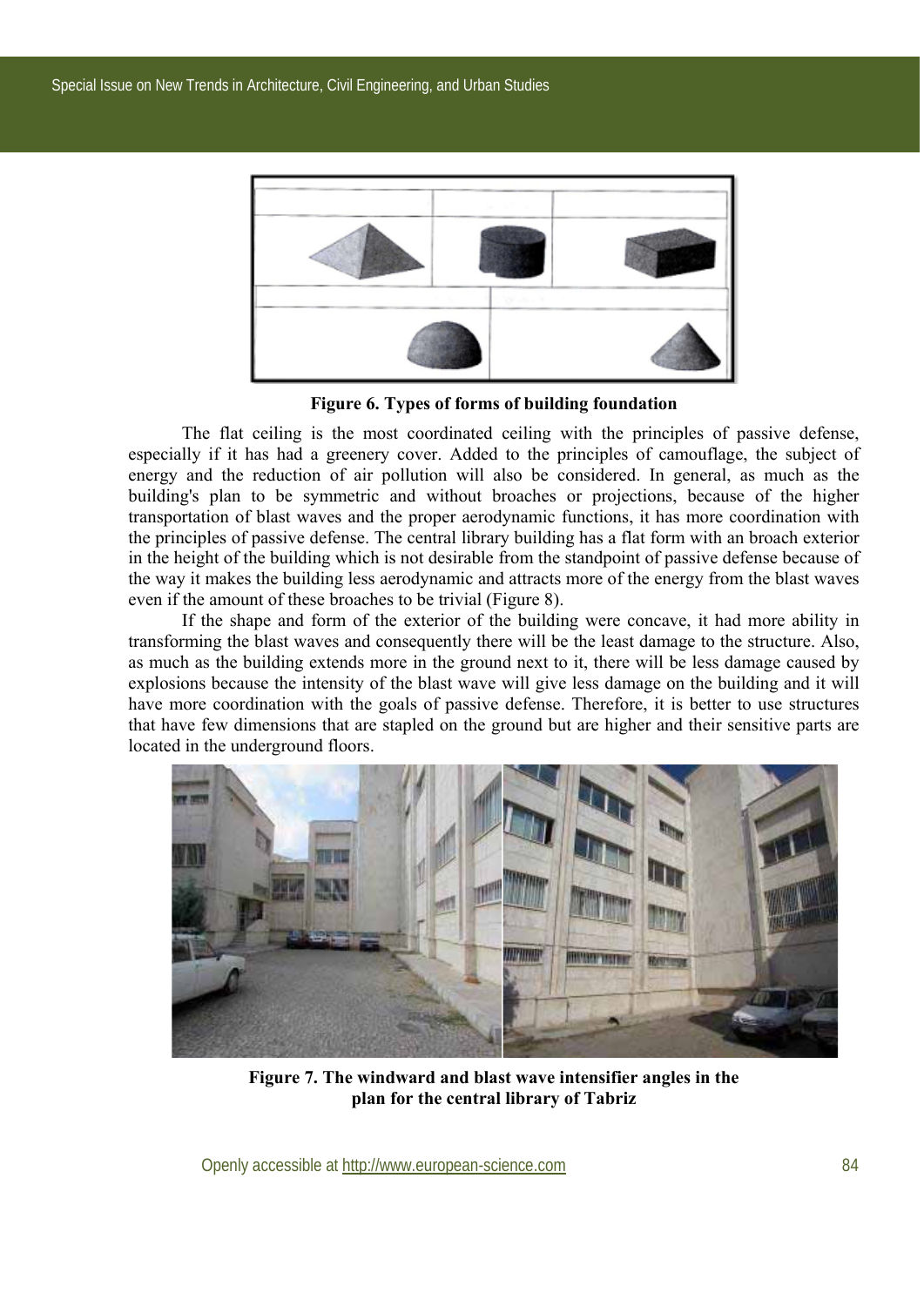**Figure 6. Types of forms of building foundation**

The flat ceiling is the most coordinated ceiling with the principles of passive defense, especially if it has had a greenery cover. Added to the principles of camouflage, the subject of energy and the reduction of air pollution will also be considered. In general, as much as the building's plan to be symmetric and without broaches or projections, because of the higher transportation of blast waves and the proper aerodynamic functions, it has more coordination with the principles of passive defense. The central library building has a flat form with an broach exterior in the height of the building which is not desirable from the standpoint of passive defense because of the way it makes the building less aerodynamic and attracts more of the energy from the blast waves even if the amount of these broaches to be trivial (Figure 8).

If the shape and form of the exterior of the building were concave, it had more ability in transforming the blast waves and consequently there will be the least damage to the structure. Also, as much as the building extends more in the ground next to it, there will be less damage caused by explosions because the intensity of the blast wave will give less damage on the building and it will have more coordination with the goals of passive defense. Therefore, it is better to use structures that have few dimensions that are stapled on the ground but are higher and their sensitive parts are located in the underground floors.

**Figure 7. The windward and blast wave intensifier angles in the plan for the central library of Tabriz**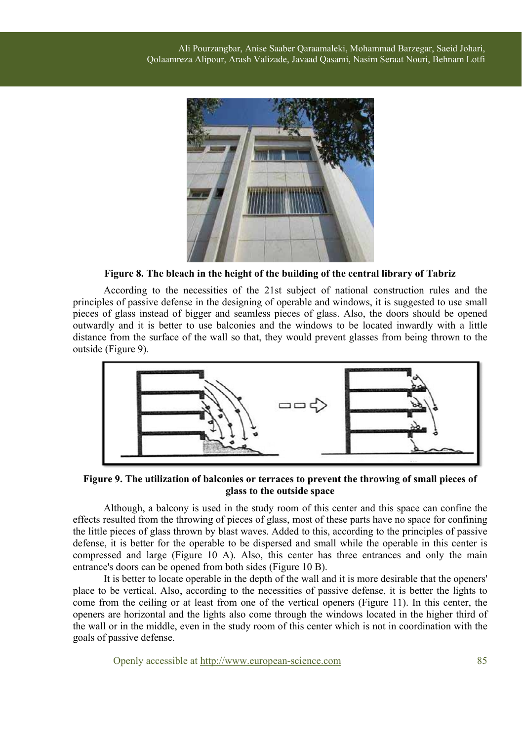**Figure 8. The bleach in the height of the building of the central library of Tabriz**

According to the necessities of the 21st subject of national construction rules and the principles of passive defense in the designing of operable and windows, it is suggested to use small pieces of glass instead of bigger and seamless pieces of glass. Also, the doors should be opened outwardly and it is better to use balconies and the windows to be located inwardly with a little distance from the surface of the wall so that, they would prevent glasses from being thrown to the outside (Figure 9).

**Figure 9. The utilization of balconies or terraces to prevent the throwing of small pieces of glass to the outside space**

Although, a balcony is used in the study room of this center and this space can confine the effects resulted from the throwing of pieces of glass, most of these parts have no space for confining the little pieces of glass thrown by blast waves. Added to this, according to the principles of passive defense, it is better for the operable to be dispersed and small while the operable in this center is compressed and large (Figure 10 A). Also, this center has three entrances and only the main entrance's doors can be opened from both sides (Figure 10 B).

It is better to locate operable in the depth of the wall and it is more desirable that the openers' place to be vertical. Also, according to the necessities of passive defense, it is better the lights to come from the ceiling or at least from one of the vertical openers (Figure 11). In this center, the openers are horizontal and the lights also come through the windows located in the higher third of the wall or in the middle, even in the study room of this center which is not in coordination with the goals of passive defense.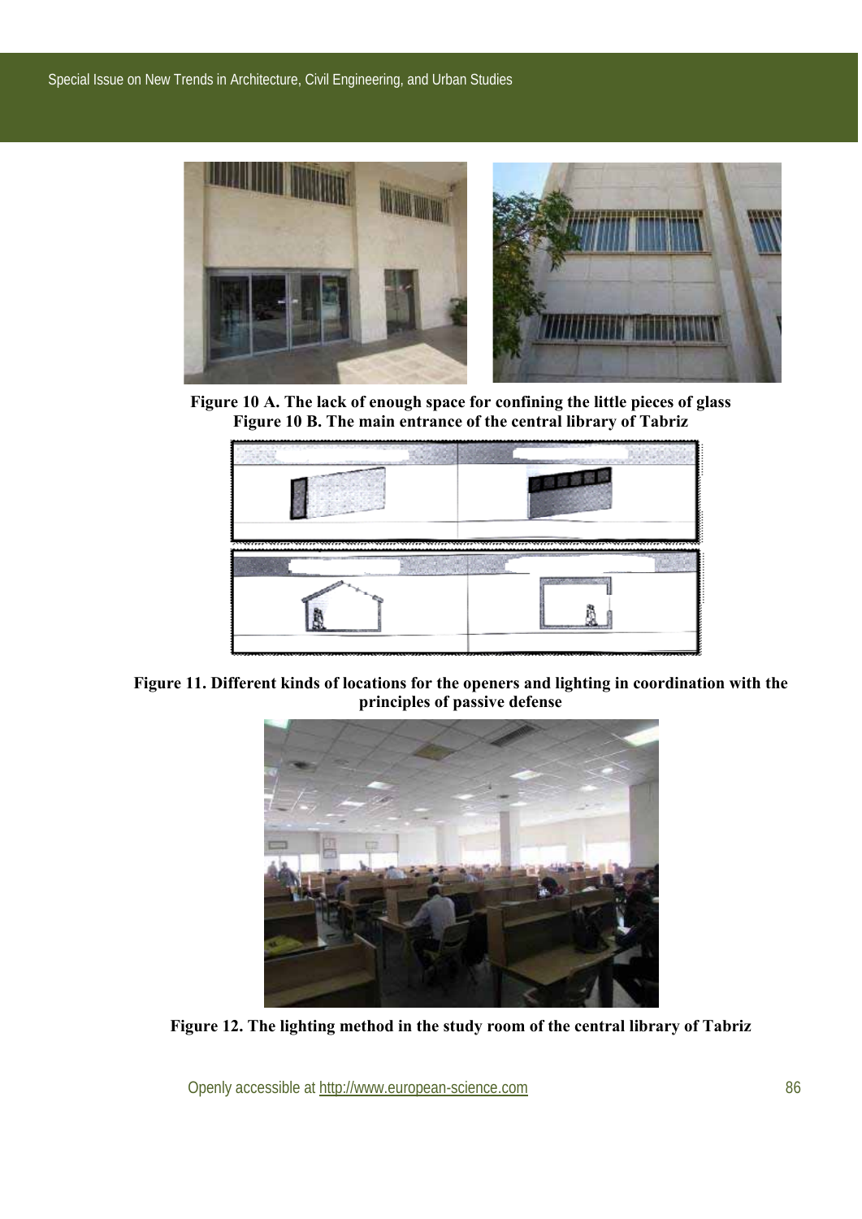**Figure 10 A. The lack of enough space for confining the little pieces of glass**
**Figure 10 B. The main entrance of the central library of Tabriz**

**Figure 11. Different kinds of locations for the openers and lighting in coordination with the principles of passive defense**

**Figure 12. The lighting method in the study room of the central library of Tabriz**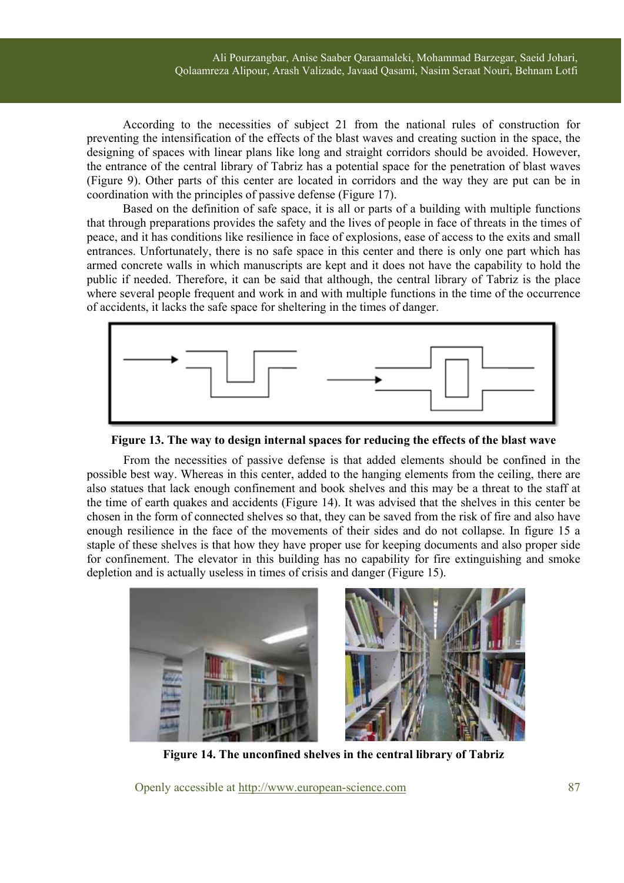According to the necessities of subject 21 from the national rules of construction for preventing the intensification of the effects of the blast waves and creating suction in the space, the designing of spaces with linear plans like long and straight corridors should be avoided. However, the entrance of the central library of Tabriz has a potential space for the penetration of blast waves (Figure 9). Other parts of this center are located in corridors and the way they are put can be in coordination with the principles of passive defense (Figure 17).

Based on the definition of safe space, it is all or parts of a building with multiple functions that through preparations provides the safety and the lives of people in face of threats in the times of peace, and it has conditions like resilience in face of explosions, ease of access to the exits and small entrances. Unfortunately, there is no safe space in this center and there is only one part which has armed concrete walls in which manuscripts are kept and it does not have the capability to hold the public if needed. Therefore, it can be said that although, the central library of Tabriz is the place where several people frequent and work in and with multiple functions in the time of the occurrence of accidents, it lacks the safe space for sheltering in the times of danger.

**Figure 13. The way to design internal spaces for reducing the effects of the blast wave**

From the necessities of passive defense is that added elements should be confined in the possible best way. Whereas in this center, added to the hanging elements from the ceiling, there are also statues that lack enough confinement and book shelves and this may be a threat to the staff at the time of earth quakes and accidents (Figure 14). It was advised that the shelves in this center be chosen in the form of connected shelves so that, they can be saved from the risk of fire and also have enough resilience in the face of the movements of their sides and do not collapse. In figure 15 a staple of these shelves is that how they have proper use for keeping documents and also proper side for confinement. The elevator in this building has no capability for fire extinguishing and smoke depletion and is actually useless in times of crisis and danger (Figure 15).

**Figure 14. The unconfined shelves in the central library of Tabriz**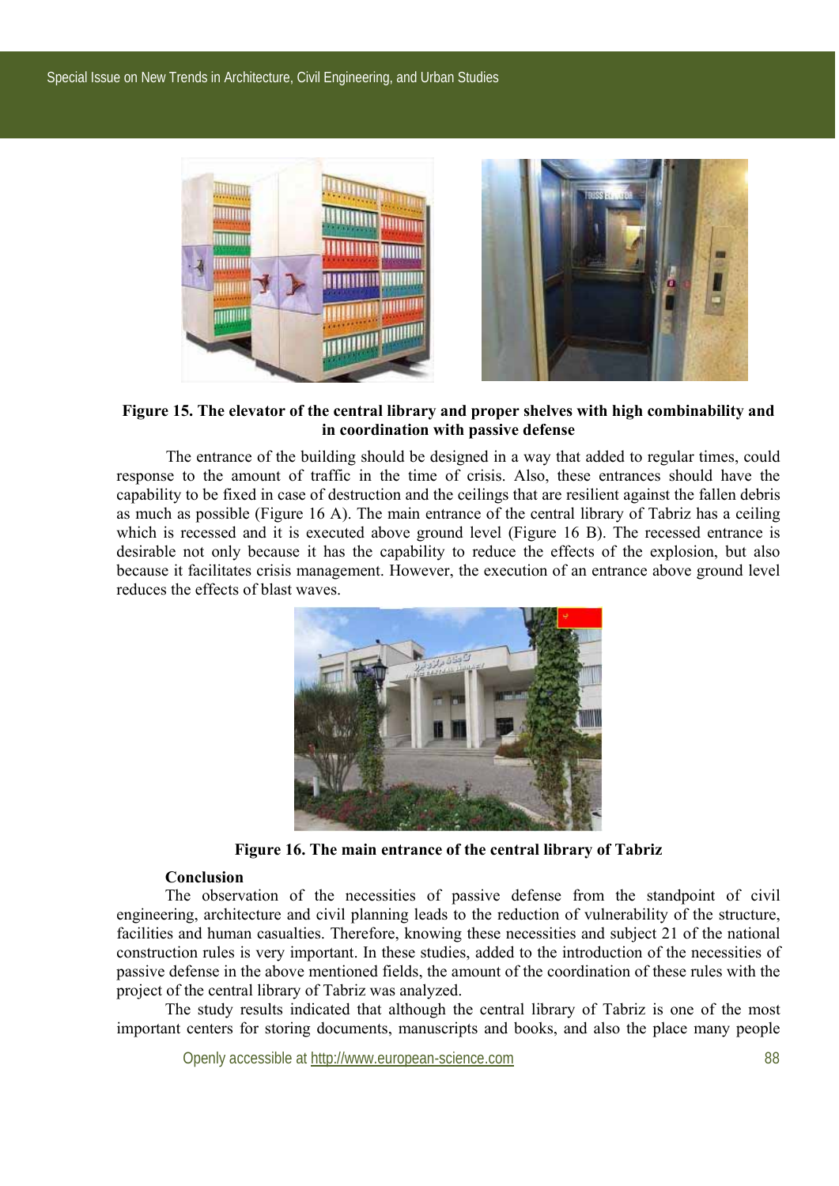**Figure 15. The elevator of the central library and proper shelves with high combinability and in coordination with passive defense**

The entrance of the building should be designed in a way that added to regular times, could response to the amount of traffic in the time of crisis. Also, these entrances should have the capability to be fixed in case of destruction and the ceilings that are resilient against the fallen debris as much as possible (Figure 16 A). The main entrance of the central library of Tabriz has a ceiling which is recessed and it is executed above ground level (Figure 16 B). The recessed entrance is desirable not only because it has the capability to reduce the effects of the explosion, but also because it facilitates crisis management. However, the execution of an entrance above ground level reduces the effects of blast waves.

**Figure 16. The main entrance of the central library of Tabriz**

**Conclusion**

The observation of the necessities of passive defense from the standpoint of civil engineering, architecture and civil planning leads to the reduction of vulnerability of the structure, facilities and human casualties. Therefore, knowing these necessities and subject 21 of the national construction rules is very important. In these studies, added to the introduction of the necessities of passive defense in the above mentioned fields, the amount of the coordination of these rules with the project of the central library of Tabriz was analyzed.

The study results indicated that although the central library of Tabriz is one of the most important centers for storing documents, manuscripts and books, and also the place many people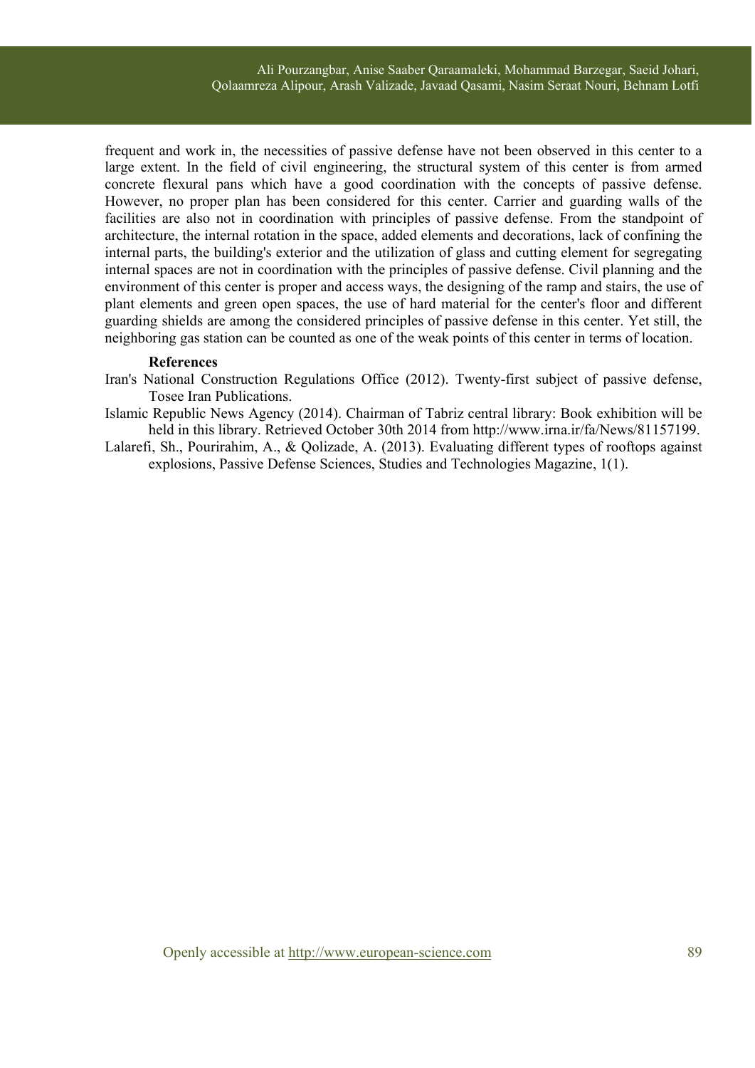frequent and work in, the necessities of passive defense have not been observed in this center to a large extent. In the field of civil engineering, the structural system of this center is from armed concrete flexural pans which have a good coordination with the concepts of passive defense. However, no proper plan has been considered for this center. Carrier and guarding walls of the facilities are also not in coordination with principles of passive defense. From the standpoint of architecture, the internal rotation in the space, added elements and decorations, lack of confining the internal parts, the building's exterior and the utilization of glass and cutting element for segregating internal spaces are not in coordination with the principles of passive defense. Civil planning and the environment of this center is proper and access ways, the designing of the ramp and stairs, the use of plant elements and green open spaces, the use of hard material for the center's floor and different guarding shields are among the considered principles of passive defense in this center. Yet still, the neighboring gas station can be counted as one of the weak points of this center in terms of location.

**References**

Iran's National Construction Regulations Office (2012). Twenty-first subject of passive defense, Tosee Iran Publications.

Islamic Republic News Agency (2014). Chairman of Tabriz central library: Book exhibition will be held in this library. Retrieved October 30th 2014 from http://www.irna.ir/fa/News/81157199.

Lalarefi, Sh., Pourirahim, A., & Qolizade, A. (2013). Evaluating different types of rooftops against explosions, Passive Defense Sciences, Studies and Technologies Magazine, 1(1).